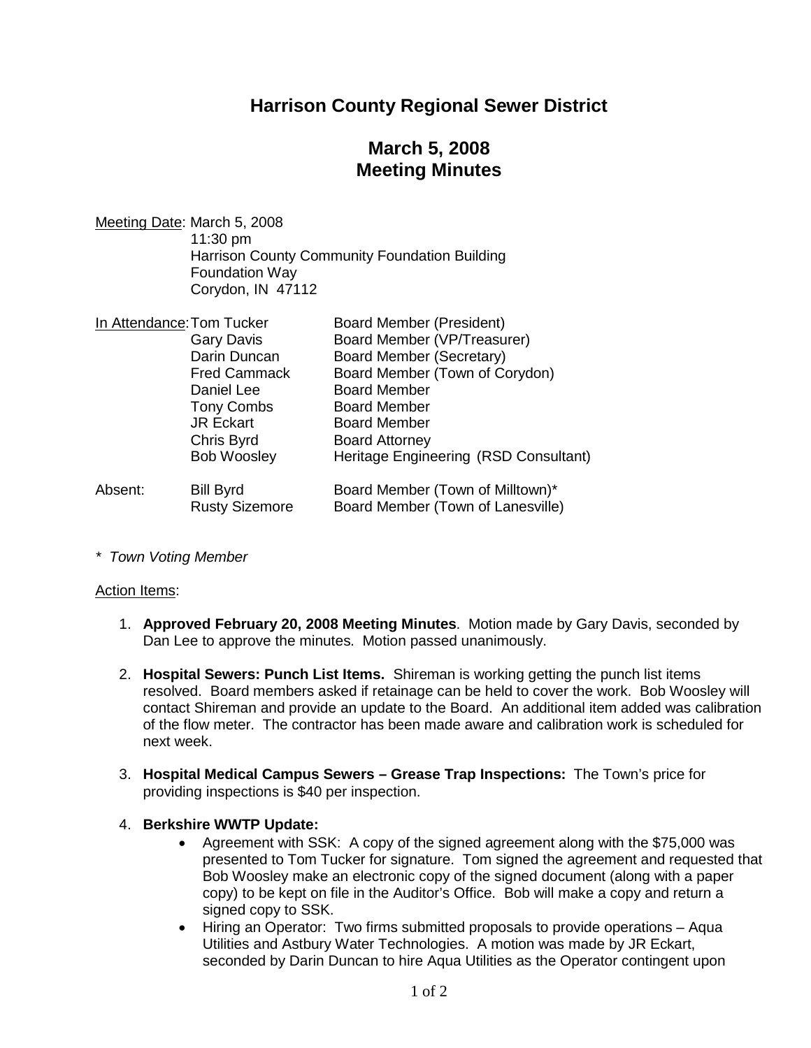# Harrison County Regional Sewer District

## March 5, 2008
## Meeting Minutes

Meeting Date: March 5, 2008
11:30 pm
Harrison County Community Foundation Building
Foundation Way
Corydon, IN 47112

In Attendance:

| Name | Role |
|---|---|
| Tom Tucker | Board Member (President) |
| Gary Davis | Board Member (VP/Treasurer) |
| Darin Duncan | Board Member (Secretary) |
| Fred Cammack | Board Member (Town of Corydon) |
| Daniel Lee | Board Member |
| Tony Combs | Board Member |
| JR Eckart | Board Member |
| Chris Byrd | Board Attorney |
| Bob Woosley | Heritage Engineering (RSD Consultant) |

Absent:

| Name | Role |
|---|---|
| Bill Byrd | Board Member (Town of Milltown)* |
| Rusty Sizemore | Board Member (Town of Lanesville) |

*\* Town Voting Member*

Action Items:

1. **Approved February 20, 2008 Meeting Minutes**. Motion made by Gary Davis, seconded by Dan Lee to approve the minutes. Motion passed unanimously.

2. **Hospital Sewers: Punch List Items.** Shireman is working getting the punch list items resolved. Board members asked if retainage can be held to cover the work. Bob Woosley will contact Shireman and provide an update to the Board. An additional item added was calibration of the flow meter. The contractor has been made aware and calibration work is scheduled for next week.

3. **Hospital Medical Campus Sewers – Grease Trap Inspections:** The Town's price for providing inspections is $40 per inspection.

4. **Berkshire WWTP Update:**
   - Agreement with SSK: A copy of the signed agreement along with the $75,000 was presented to Tom Tucker for signature. Tom signed the agreement and requested that Bob Woosley make an electronic copy of the signed document (along with a paper copy) to be kept on file in the Auditor's Office. Bob will make a copy and return a signed copy to SSK.
   - Hiring an Operator: Two firms submitted proposals to provide operations – Aqua Utilities and Astbury Water Technologies. A motion was made by JR Eckart, seconded by Darin Duncan to hire Aqua Utilities as the Operator contingent upon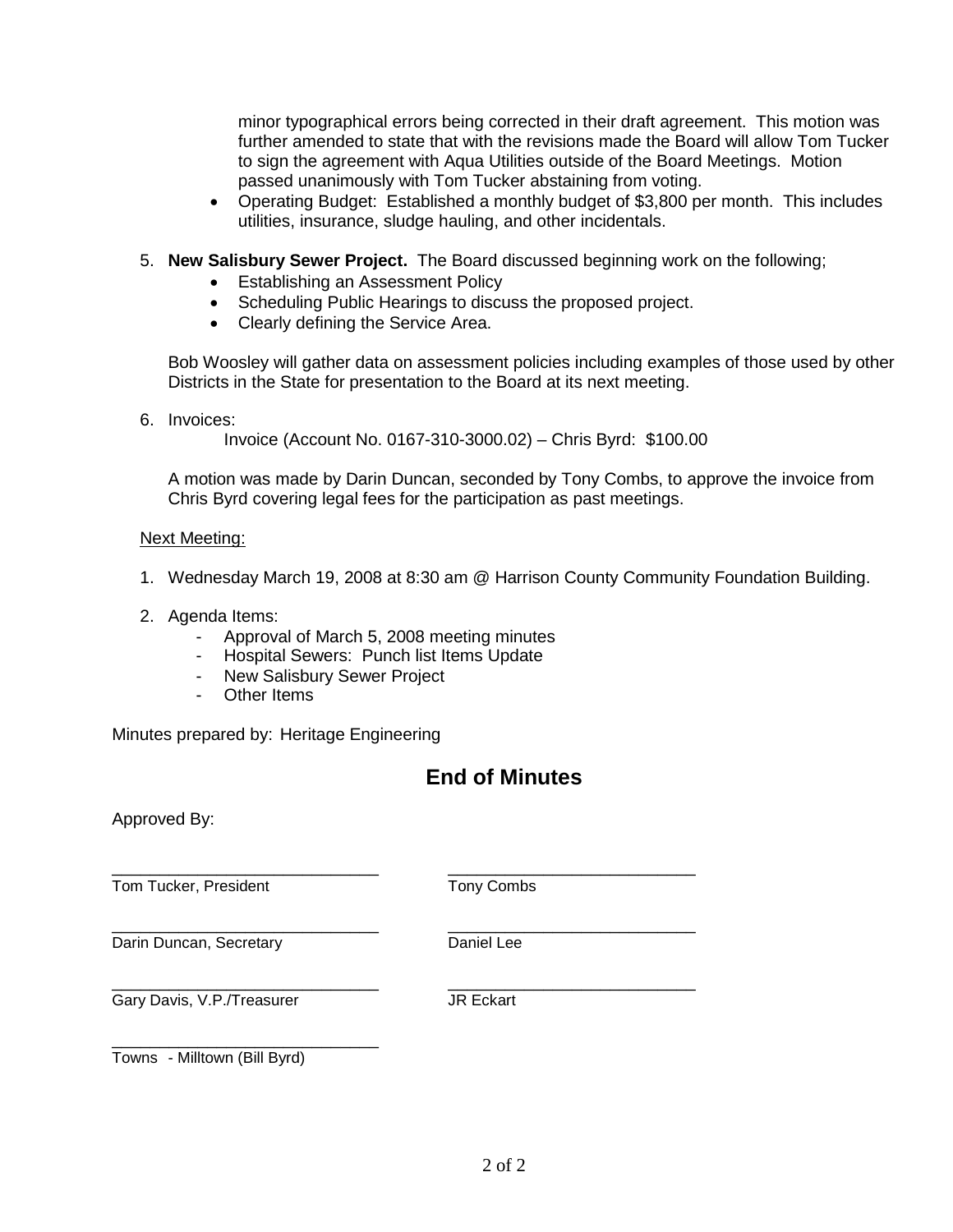minor typographical errors being corrected in their draft agreement. This motion was further amended to state that with the revisions made the Board will allow Tom Tucker to sign the agreement with Aqua Utilities outside of the Board Meetings. Motion passed unanimously with Tom Tucker abstaining from voting.

- Operating Budget: Established a monthly budget of $3,800 per month. This includes utilities, insurance, sludge hauling, and other incidentals.

5. **New Salisbury Sewer Project.** The Board discussed beginning work on the following;
   - Establishing an Assessment Policy
   - Scheduling Public Hearings to discuss the proposed project.
   - Clearly defining the Service Area.

   Bob Woosley will gather data on assessment policies including examples of those used by other Districts in the State for presentation to the Board at its next meeting.

6. Invoices:

   Invoice (Account No. 0167-310-3000.02) – Chris Byrd: $100.00

   A motion was made by Darin Duncan, seconded by Tony Combs, to approve the invoice from Chris Byrd covering legal fees for the participation as past meetings.

Next Meeting:

1. Wednesday March 19, 2008 at 8:30 am @ Harrison County Community Foundation Building.
2. Agenda Items:
   - Approval of March 5, 2008 meeting minutes
   - Hospital Sewers: Punch list Items Update
   - New Salisbury Sewer Project
   - Other Items

Minutes prepared by: Heritage Engineering

## End of Minutes

Approved By:

| | |
|---|---|
| ____________________________ Tom Tucker, President | ____________________________ Tony Combs |
| ____________________________ Darin Duncan, Secretary | ____________________________ Daniel Lee |
| ____________________________ Gary Davis, V.P./Treasurer | ____________________________ JR Eckart |
| ____________________________ Towns - Milltown (Bill Byrd) | |